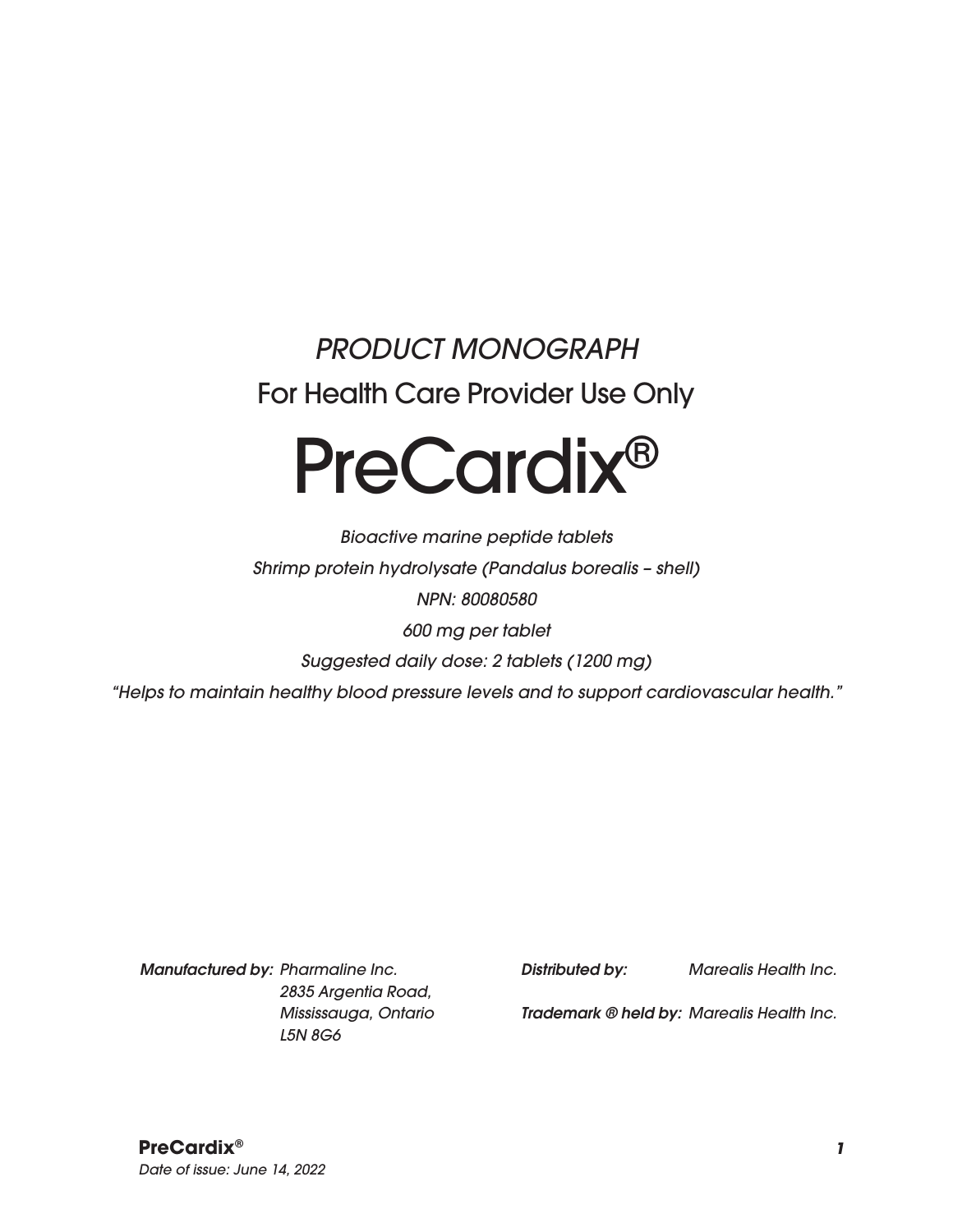*PRODUCT MONOGRAPH*

For Health Care Provider Use Only

# PreCardix®

*Bioactive marine peptide tablets*

*Shrimp protein hydrolysate (Pandalus borealis – shell)*

*NPN: 80080580*

*600 mg per tablet*

*Suggested daily dose: 2 tablets (1200 mg)*

*"Helps to maintain healthy blood pressure levels and to support cardiovascular health."*

***Manufactured by:*** *Pharmaline Inc.*
*2835 Argentia Road,*
*Mississauga, Ontario*
*L5N 8G6*

***Distributed by:*** *Marealis Health Inc.*

***Trademark ® held by:*** *Marealis Health Inc.*

**PreCardix®**
*Date of issue: June 14, 2022*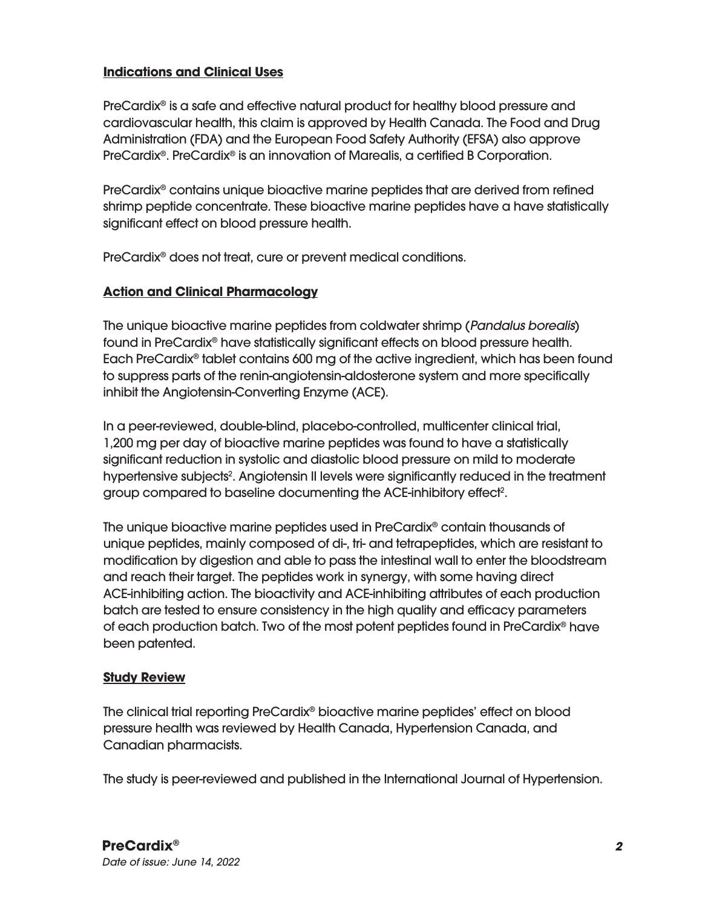## Indications and Clinical Uses

PreCardix® is a safe and effective natural product for healthy blood pressure and cardiovascular health, this claim is approved by Health Canada. The Food and Drug Administration (FDA) and the European Food Safety Authority (EFSA) also approve PreCardix®. PreCardix® is an innovation of Marealis, a certified B Corporation.

PreCardix® contains unique bioactive marine peptides that are derived from refined shrimp peptide concentrate. These bioactive marine peptides have a have statistically significant effect on blood pressure health.

PreCardix® does not treat, cure or prevent medical conditions.

## Action and Clinical Pharmacology

The unique bioactive marine peptides from coldwater shrimp (*Pandalus borealis*) found in PreCardix® have statistically significant effects on blood pressure health. Each PreCardix® tablet contains 600 mg of the active ingredient, which has been found to suppress parts of the renin-angiotensin-aldosterone system and more specifically inhibit the Angiotensin-Converting Enzyme (ACE).

In a peer-reviewed, double-blind, placebo-controlled, multicenter clinical trial, 1,200 mg per day of bioactive marine peptides was found to have a statistically significant reduction in systolic and diastolic blood pressure on mild to moderate hypertensive subjects[2]. Angiotensin II levels were significantly reduced in the treatment group compared to baseline documenting the ACE-inhibitory effect[2].

The unique bioactive marine peptides used in PreCardix® contain thousands of unique peptides, mainly composed of di-, tri- and tetrapeptides, which are resistant to modification by digestion and able to pass the intestinal wall to enter the bloodstream and reach their target. The peptides work in synergy, with some having direct ACE-inhibiting action. The bioactivity and ACE-inhibiting attributes of each production batch are tested to ensure consistency in the high quality and efficacy parameters of each production batch. Two of the most potent peptides found in PreCardix® have been patented.

## Study Review

The clinical trial reporting PreCardix® bioactive marine peptides' effect on blood pressure health was reviewed by Health Canada, Hypertension Canada, and Canadian pharmacists.

The study is peer-reviewed and published in the International Journal of Hypertension.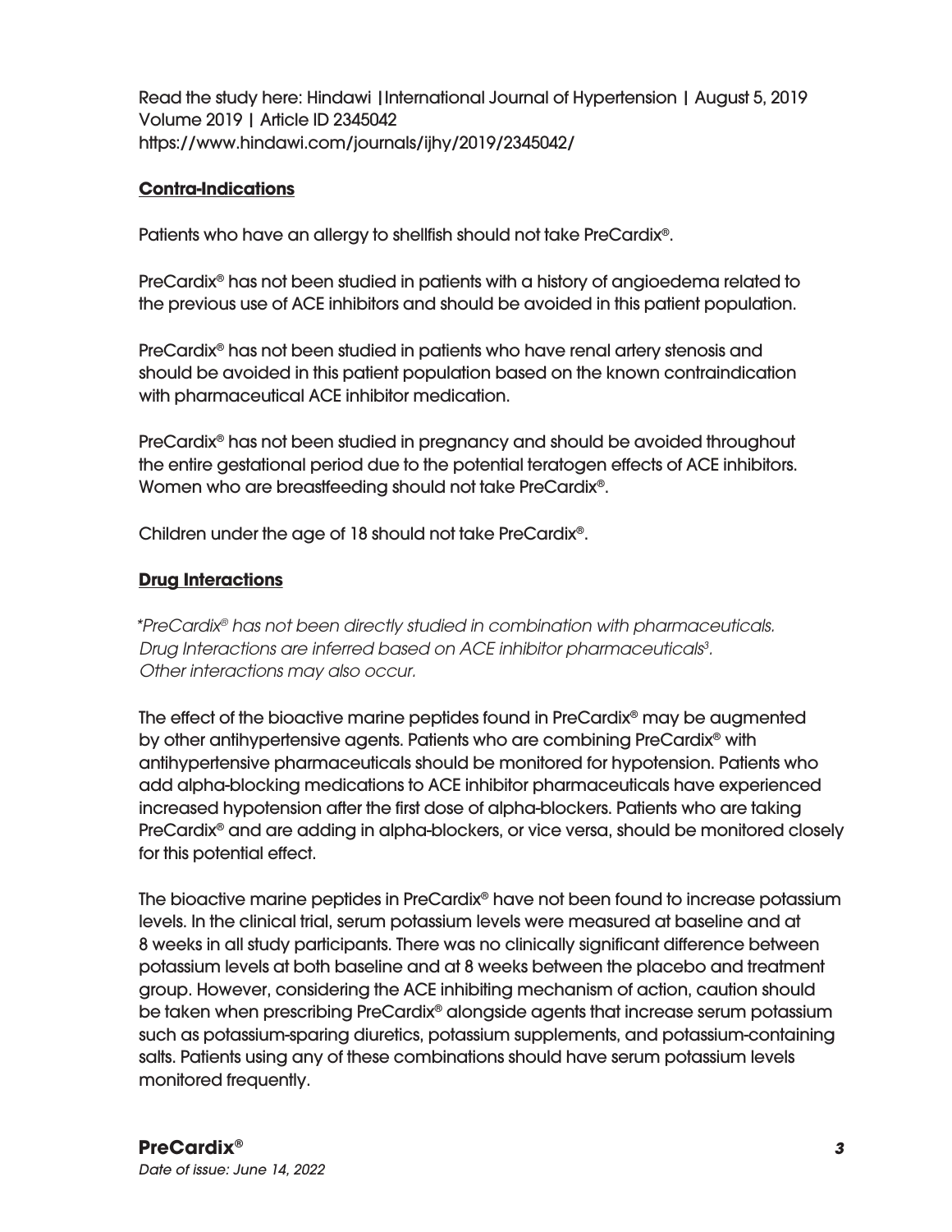Read the study here: Hindawi |International Journal of Hypertension | August 5, 2019
Volume 2019 | Article ID 2345042
https://www.hindawi.com/journals/ijhy/2019/2345042/

**Contra-Indications**

Patients who have an allergy to shellfish should not take PreCardix®.

PreCardix® has not been studied in patients with a history of angioedema related to the previous use of ACE inhibitors and should be avoided in this patient population.

PreCardix® has not been studied in patients who have renal artery stenosis and should be avoided in this patient population based on the known contraindication with pharmaceutical ACE inhibitor medication.

PreCardix® has not been studied in pregnancy and should be avoided throughout the entire gestational period due to the potential teratogen effects of ACE inhibitors. Women who are breastfeeding should not take PreCardix®.

Children under the age of 18 should not take PreCardix®.

**Drug Interactions**

*\*PreCardix® has not been directly studied in combination with pharmaceuticals. Drug Interactions are inferred based on ACE inhibitor pharmaceuticals[3]. Other interactions may also occur.*

The effect of the bioactive marine peptides found in PreCardix® may be augmented by other antihypertensive agents. Patients who are combining PreCardix® with antihypertensive pharmaceuticals should be monitored for hypotension. Patients who add alpha-blocking medications to ACE inhibitor pharmaceuticals have experienced increased hypotension after the first dose of alpha-blockers. Patients who are taking PreCardix® and are adding in alpha-blockers, or vice versa, should be monitored closely for this potential effect.

The bioactive marine peptides in PreCardix® have not been found to increase potassium levels. In the clinical trial, serum potassium levels were measured at baseline and at 8 weeks in all study participants. There was no clinically significant difference between potassium levels at both baseline and at 8 weeks between the placebo and treatment group. However, considering the ACE inhibiting mechanism of action, caution should be taken when prescribing PreCardix® alongside agents that increase serum potassium such as potassium-sparing diuretics, potassium supplements, and potassium-containing salts. Patients using any of these combinations should have serum potassium levels monitored frequently.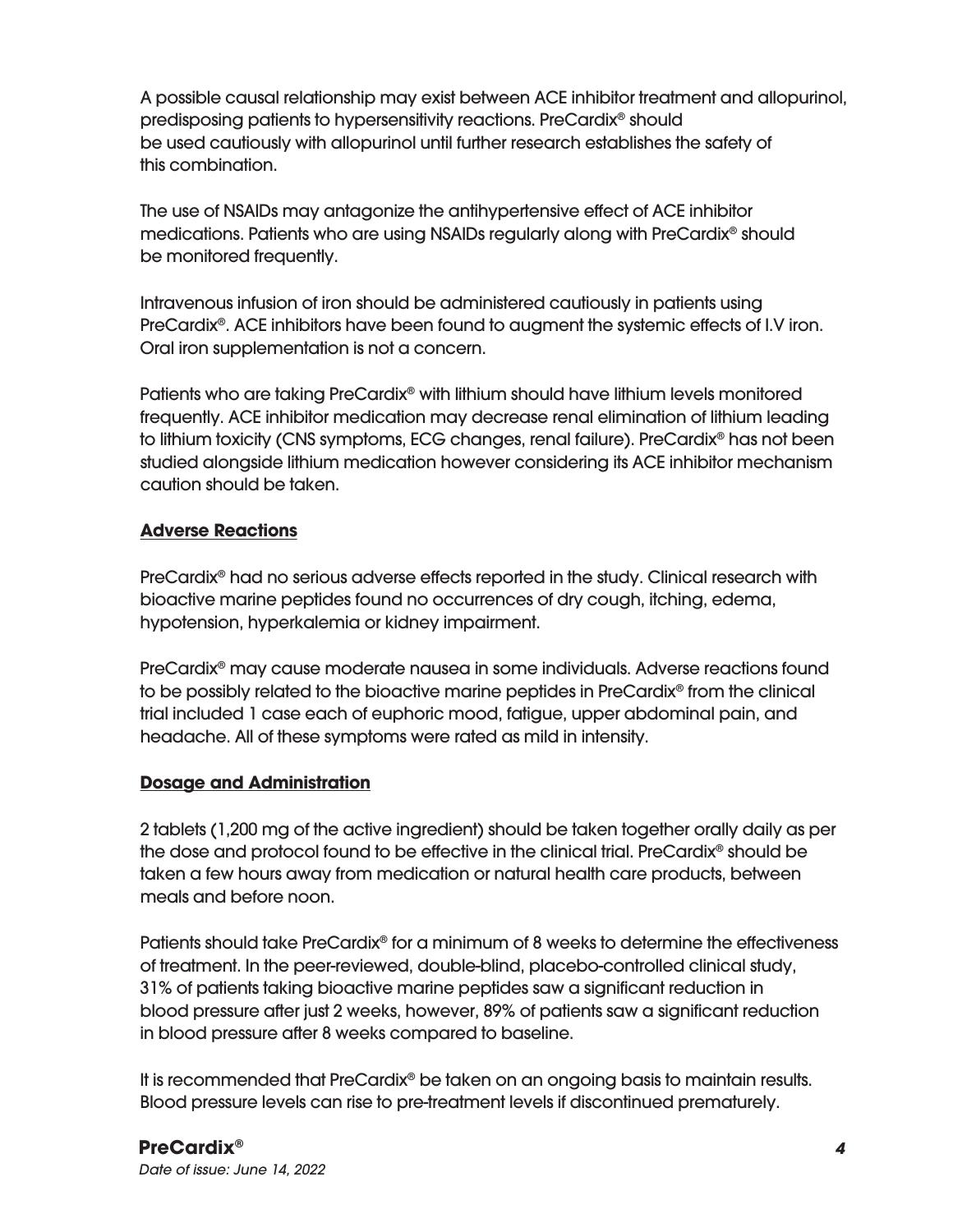A possible causal relationship may exist between ACE inhibitor treatment and allopurinol, predisposing patients to hypersensitivity reactions. PreCardix® should be used cautiously with allopurinol until further research establishes the safety of this combination.

The use of NSAIDs may antagonize the antihypertensive effect of ACE inhibitor medications. Patients who are using NSAIDs regularly along with PreCardix® should be monitored frequently.

Intravenous infusion of iron should be administered cautiously in patients using PreCardix®. ACE inhibitors have been found to augment the systemic effects of I.V iron. Oral iron supplementation is not a concern.

Patients who are taking PreCardix® with lithium should have lithium levels monitored frequently. ACE inhibitor medication may decrease renal elimination of lithium leading to lithium toxicity (CNS symptoms, ECG changes, renal failure). PreCardix® has not been studied alongside lithium medication however considering its ACE inhibitor mechanism caution should be taken.

## Adverse Reactions

PreCardix® had no serious adverse effects reported in the study. Clinical research with bioactive marine peptides found no occurrences of dry cough, itching, edema, hypotension, hyperkalemia or kidney impairment.

PreCardix® may cause moderate nausea in some individuals. Adverse reactions found to be possibly related to the bioactive marine peptides in PreCardix® from the clinical trial included 1 case each of euphoric mood, fatigue, upper abdominal pain, and headache. All of these symptoms were rated as mild in intensity.

## Dosage and Administration

2 tablets (1,200 mg of the active ingredient) should be taken together orally daily as per the dose and protocol found to be effective in the clinical trial. PreCardix® should be taken a few hours away from medication or natural health care products, between meals and before noon.

Patients should take PreCardix® for a minimum of 8 weeks to determine the effectiveness of treatment. In the peer-reviewed, double-blind, placebo-controlled clinical study, 31% of patients taking bioactive marine peptides saw a significant reduction in blood pressure after just 2 weeks, however, 89% of patients saw a significant reduction in blood pressure after 8 weeks compared to baseline.

It is recommended that PreCardix® be taken on an ongoing basis to maintain results. Blood pressure levels can rise to pre-treatment levels if discontinued prematurely.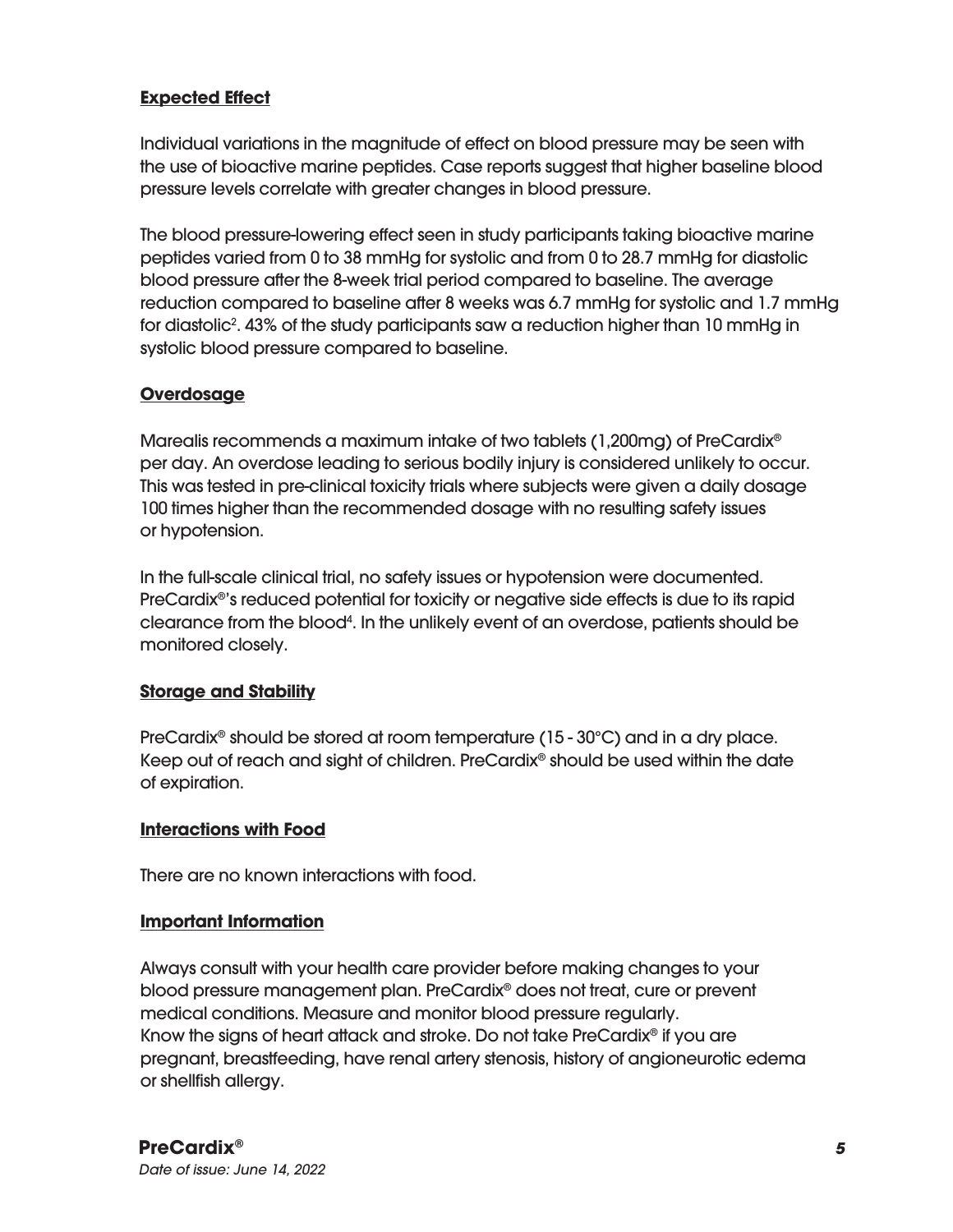**Expected Effect**

Individual variations in the magnitude of effect on blood pressure may be seen with the use of bioactive marine peptides. Case reports suggest that higher baseline blood pressure levels correlate with greater changes in blood pressure.

The blood pressure-lowering effect seen in study participants taking bioactive marine peptides varied from 0 to 38 mmHg for systolic and from 0 to 28.7 mmHg for diastolic blood pressure after the 8-week trial period compared to baseline. The average reduction compared to baseline after 8 weeks was 6.7 mmHg for systolic and 1.7 mmHg for diastolic[2]. 43% of the study participants saw a reduction higher than 10 mmHg in systolic blood pressure compared to baseline.

**Overdosage**

Marealis recommends a maximum intake of two tablets (1,200mg) of PreCardix® per day. An overdose leading to serious bodily injury is considered unlikely to occur. This was tested in pre-clinical toxicity trials where subjects were given a daily dosage 100 times higher than the recommended dosage with no resulting safety issues or hypotension.

In the full-scale clinical trial, no safety issues or hypotension were documented. PreCardix®'s reduced potential for toxicity or negative side effects is due to its rapid clearance from the blood[4]. In the unlikely event of an overdose, patients should be monitored closely.

**Storage and Stability**

PreCardix® should be stored at room temperature (15 - 30°C) and in a dry place. Keep out of reach and sight of children. PreCardix® should be used within the date of expiration.

**Interactions with Food**

There are no known interactions with food.

**Important Information**

Always consult with your health care provider before making changes to your blood pressure management plan. PreCardix® does not treat, cure or prevent medical conditions. Measure and monitor blood pressure regularly.
Know the signs of heart attack and stroke. Do not take PreCardix® if you are pregnant, breastfeeding, have renal artery stenosis, history of angioneurotic edema or shellfish allergy.

**PreCardix®**
*Date of issue: June 14, 2022*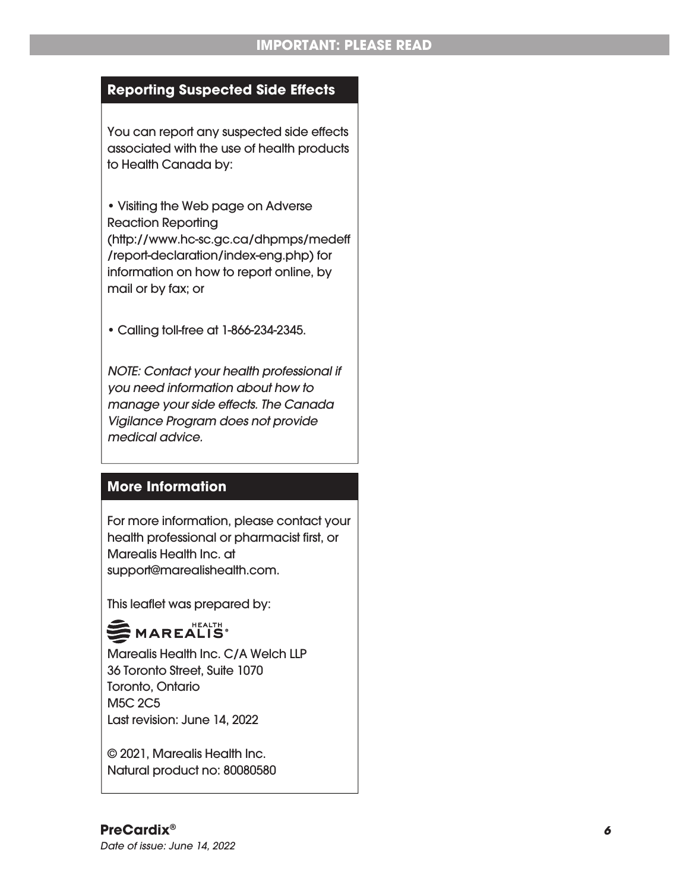## Reporting Suspected Side Effects

You can report any suspected side effects associated with the use of health products to Health Canada by:

- Visiting the Web page on Adverse Reaction Reporting (http://www.hc-sc.gc.ca/dhpmps/medeff/report-declaration/index-eng.php) for information on how to report online, by mail or by fax; or

- Calling toll-free at 1-866-234-2345.

*NOTE: Contact your health professional if you need information about how to manage your side effects. The Canada Vigilance Program does not provide medical advice.*

## More Information

For more information, please contact your health professional or pharmacist first, or Marealis Health Inc. at support@marealishealth.com.

This leaflet was prepared by:

MAREALIS® HEALTH

Marealis Health Inc. C/A Welch LLP
36 Toronto Street, Suite 1070
Toronto, Ontario
M5C 2C5
Last revision: June 14, 2022

© 2021, Marealis Health Inc.
Natural product no: 80080580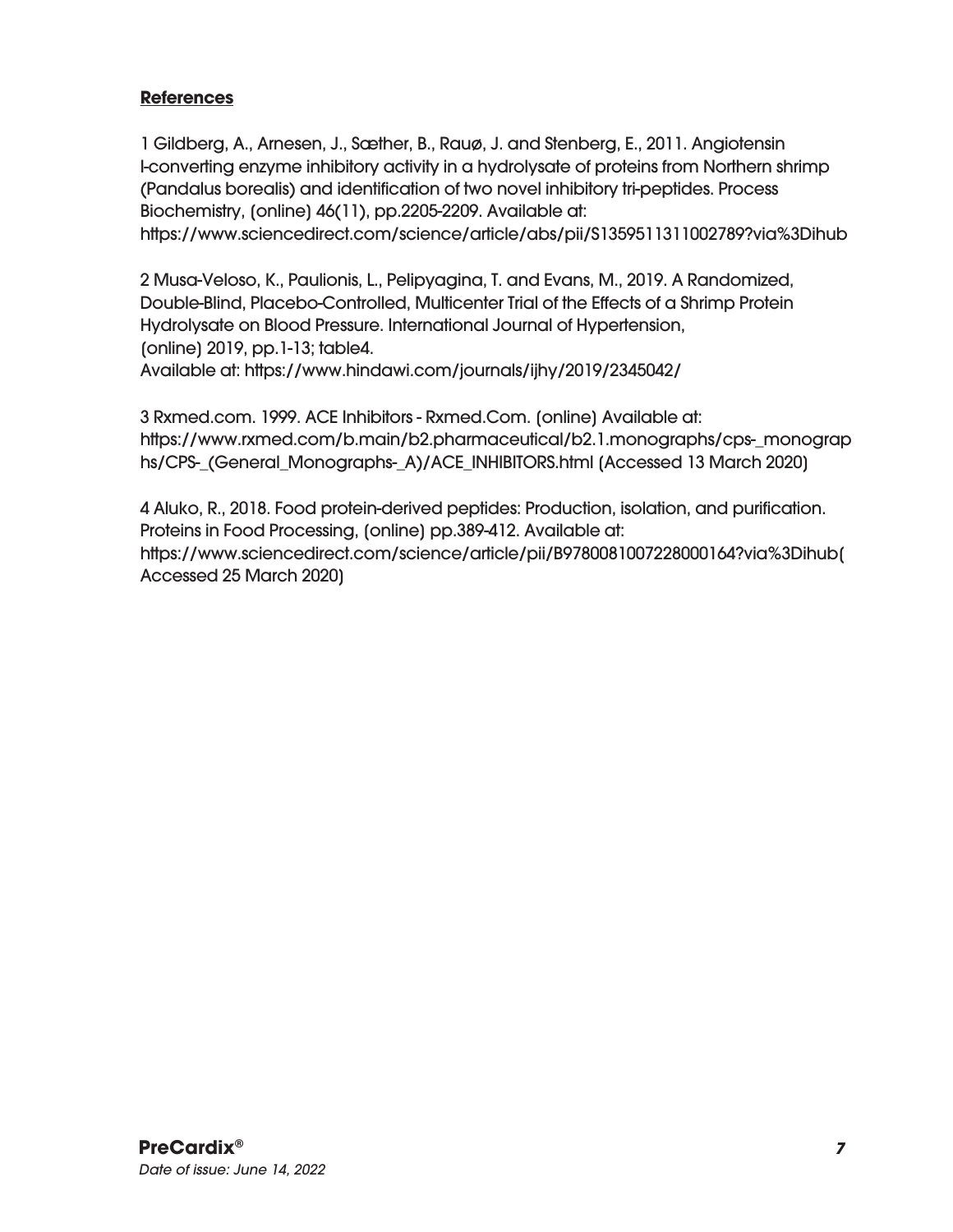**References**

1 Gildberg, A., Arnesen, J., Sæther, B., Rauø, J. and Stenberg, E., 2011. Angiotensin I-converting enzyme inhibitory activity in a hydrolysate of proteins from Northern shrimp (Pandalus borealis) and identification of two novel inhibitory tri-peptides. Process Biochemistry, (online) 46(11), pp.2205-2209. Available at: https://www.sciencedirect.com/science/article/abs/pii/S1359511311002789?via%3Dihub

2 Musa-Veloso, K., Paulionis, L., Pelipyagina, T. and Evans, M., 2019. A Randomized, Double-Blind, Placebo-Controlled, Multicenter Trial of the Effects of a Shrimp Protein Hydrolysate on Blood Pressure. International Journal of Hypertension, (online) 2019, pp.1-13; table4. Available at: https://www.hindawi.com/journals/ijhy/2019/2345042/

3 Rxmed.com. 1999. ACE Inhibitors - Rxmed.Com. (online) Available at: https://www.rxmed.com/b.main/b2.pharmaceutical/b2.1.monographs/cps-_monographs/CPS-_(General_Monographs-_A)/ACE_INHIBITORS.html (Accessed 13 March 2020)

4 Aluko, R., 2018. Food protein-derived peptides: Production, isolation, and purification. Proteins in Food Processing, (online) pp.389-412. Available at: https://www.sciencedirect.com/science/article/pii/B9780081007228000164?via%3Dihub( Accessed 25 March 2020)

**PreCardix®**

*Date of issue: June 14, 2022*